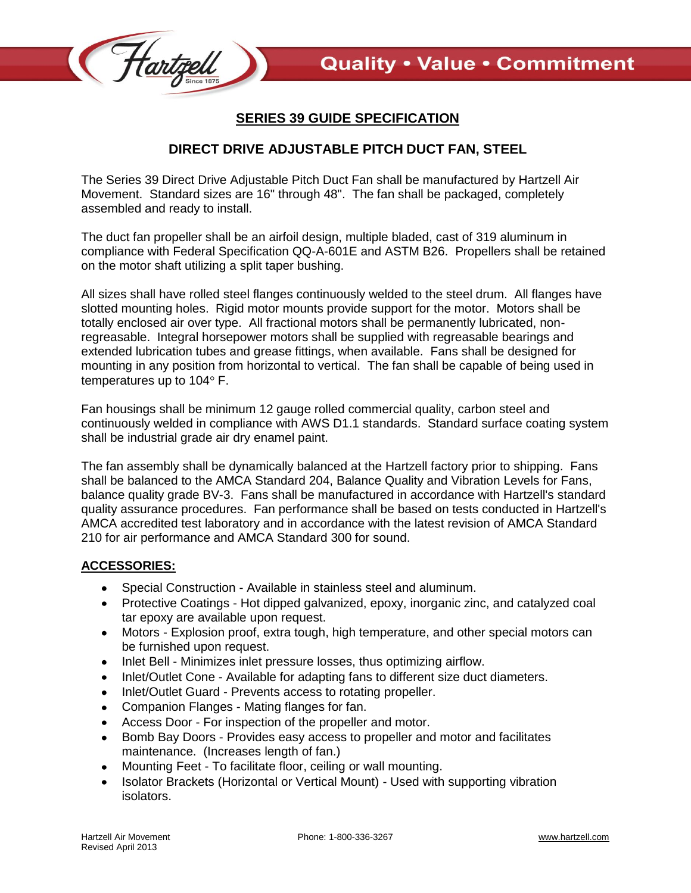# SERIES 39 GUIDE SPECIFICATION

## DIRECT DRIVE ADJUSTABLE PITCH DUCT FAN, STEEL

The Series 39 Direct Drive Adjustable Pitch Duct Fan shall be manufactured by Hartzell Air Movement. Standard sizes are 16" through 48". The fan shall be packaged, completely assembled and ready to install.

The duct fan propeller shall be an airfoil design, multiple bladed, cast of 319 aluminum in compliance with Federal Specification QQ-A-601E and ASTM B26. Propellers shall be retained on the motor shaft utilizing a split taper bushing.

All sizes shall have rolled steel flanges continuously welded to the steel drum. All flanges have slotted mounting holes. Rigid motor mounts provide support for the motor. Motors shall be totally enclosed air over type. All fractional motors shall be permanently lubricated, non-regreasable. Integral horsepower motors shall be supplied with regreasable bearings and extended lubrication tubes and grease fittings, when available. Fans shall be designed for mounting in any position from horizontal to vertical. The fan shall be capable of being used in temperatures up to 104° F.

Fan housings shall be minimum 12 gauge rolled commercial quality, carbon steel and continuously welded in compliance with AWS D1.1 standards. Standard surface coating system shall be industrial grade air dry enamel paint.

The fan assembly shall be dynamically balanced at the Hartzell factory prior to shipping. Fans shall be balanced to the AMCA Standard 204, Balance Quality and Vibration Levels for Fans, balance quality grade BV-3. Fans shall be manufactured in accordance with Hartzell's standard quality assurance procedures. Fan performance shall be based on tests conducted in Hartzell's AMCA accredited test laboratory and in accordance with the latest revision of AMCA Standard 210 for air performance and AMCA Standard 300 for sound.

### ACCESSORIES:

- Special Construction - Available in stainless steel and aluminum.
- Protective Coatings - Hot dipped galvanized, epoxy, inorganic zinc, and catalyzed coal tar epoxy are available upon request.
- Motors - Explosion proof, extra tough, high temperature, and other special motors can be furnished upon request.
- Inlet Bell - Minimizes inlet pressure losses, thus optimizing airflow.
- Inlet/Outlet Cone - Available for adapting fans to different size duct diameters.
- Inlet/Outlet Guard - Prevents access to rotating propeller.
- Companion Flanges - Mating flanges for fan.
- Access Door - For inspection of the propeller and motor.
- Bomb Bay Doors - Provides easy access to propeller and motor and facilitates maintenance. (Increases length of fan.)
- Mounting Feet - To facilitate floor, ceiling or wall mounting.
- Isolator Brackets (Horizontal or Vertical Mount) - Used with supporting vibration isolators.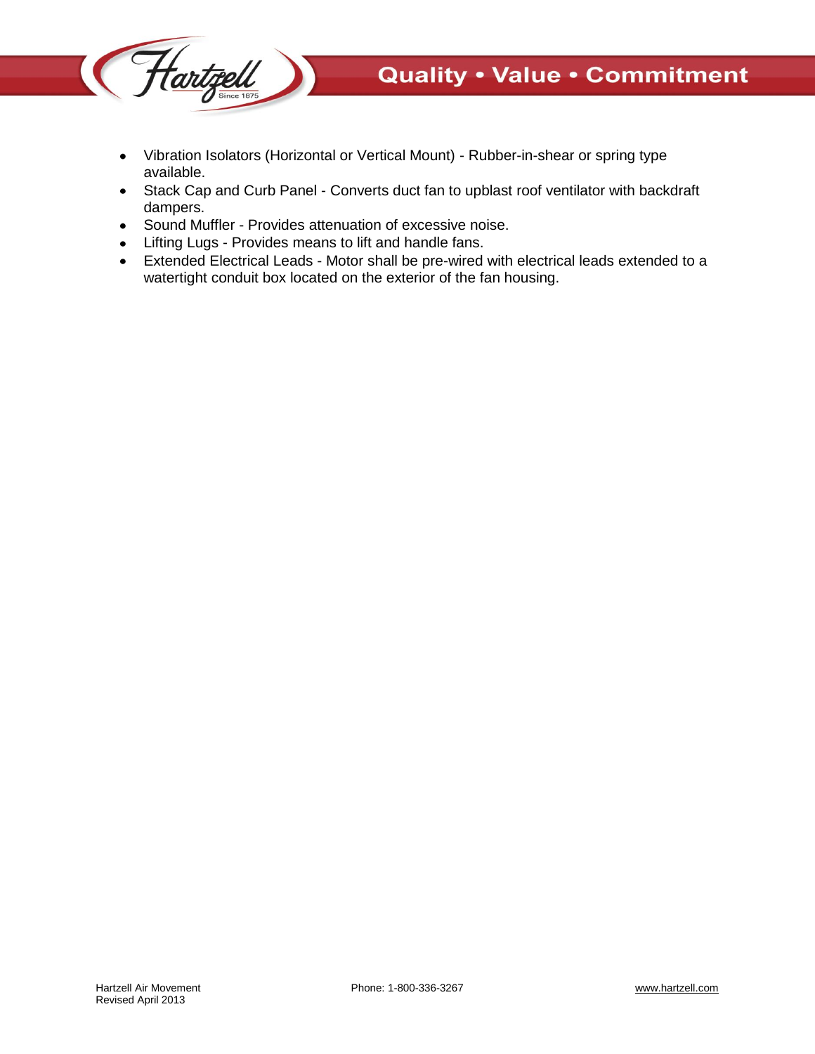- Vibration Isolators (Horizontal or Vertical Mount) - Rubber-in-shear or spring type available.
- Stack Cap and Curb Panel - Converts duct fan to upblast roof ventilator with backdraft dampers.
- Sound Muffler - Provides attenuation of excessive noise.
- Lifting Lugs - Provides means to lift and handle fans.
- Extended Electrical Leads - Motor shall be pre-wired with electrical leads extended to a watertight conduit box located on the exterior of the fan housing.